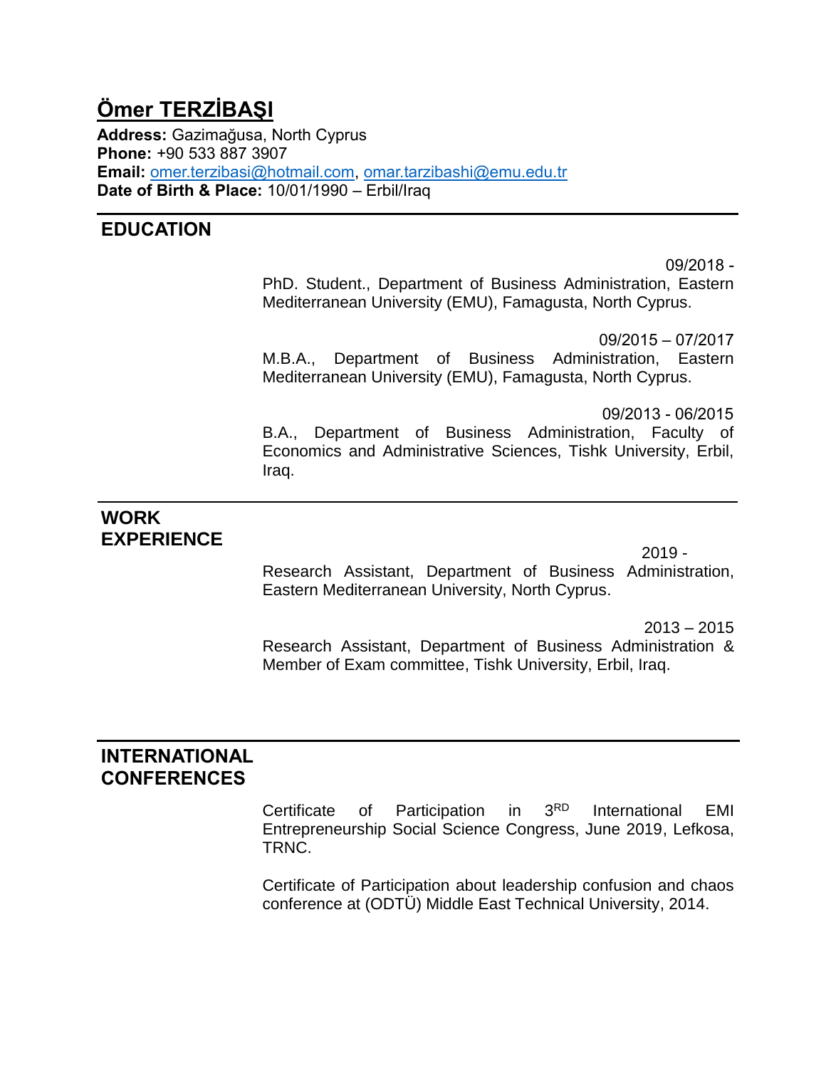# Ömer TERZİBAŞI

**Address:** Gazimağusa, North Cyprus
**Phone:** +90 533 887 3907
**Email:** omer.terzibasi@hotmail.com, omar.tarzibashi@emu.edu.tr
**Date of Birth & Place:** 10/01/1990 – Erbil/Iraq

## EDUCATION

09/2018 -
PhD. Student., Department of Business Administration, Eastern Mediterranean University (EMU), Famagusta, North Cyprus.

09/2015 – 07/2017
M.B.A., Department of Business Administration, Eastern Mediterranean University (EMU), Famagusta, North Cyprus.

09/2013 - 06/2015
B.A., Department of Business Administration, Faculty of Economics and Administrative Sciences, Tishk University, Erbil, Iraq.

## WORK EXPERIENCE

2019 -
Research Assistant, Department of Business Administration, Eastern Mediterranean University, North Cyprus.

2013 – 2015
Research Assistant, Department of Business Administration & Member of Exam committee, Tishk University, Erbil, Iraq.

## INTERNATIONAL CONFERENCES

Certificate of Participation in 3RD International EMI Entrepreneurship Social Science Congress, June 2019, Lefkosa, TRNC.

Certificate of Participation about leadership confusion and chaos conference at (ODTÜ) Middle East Technical University, 2014.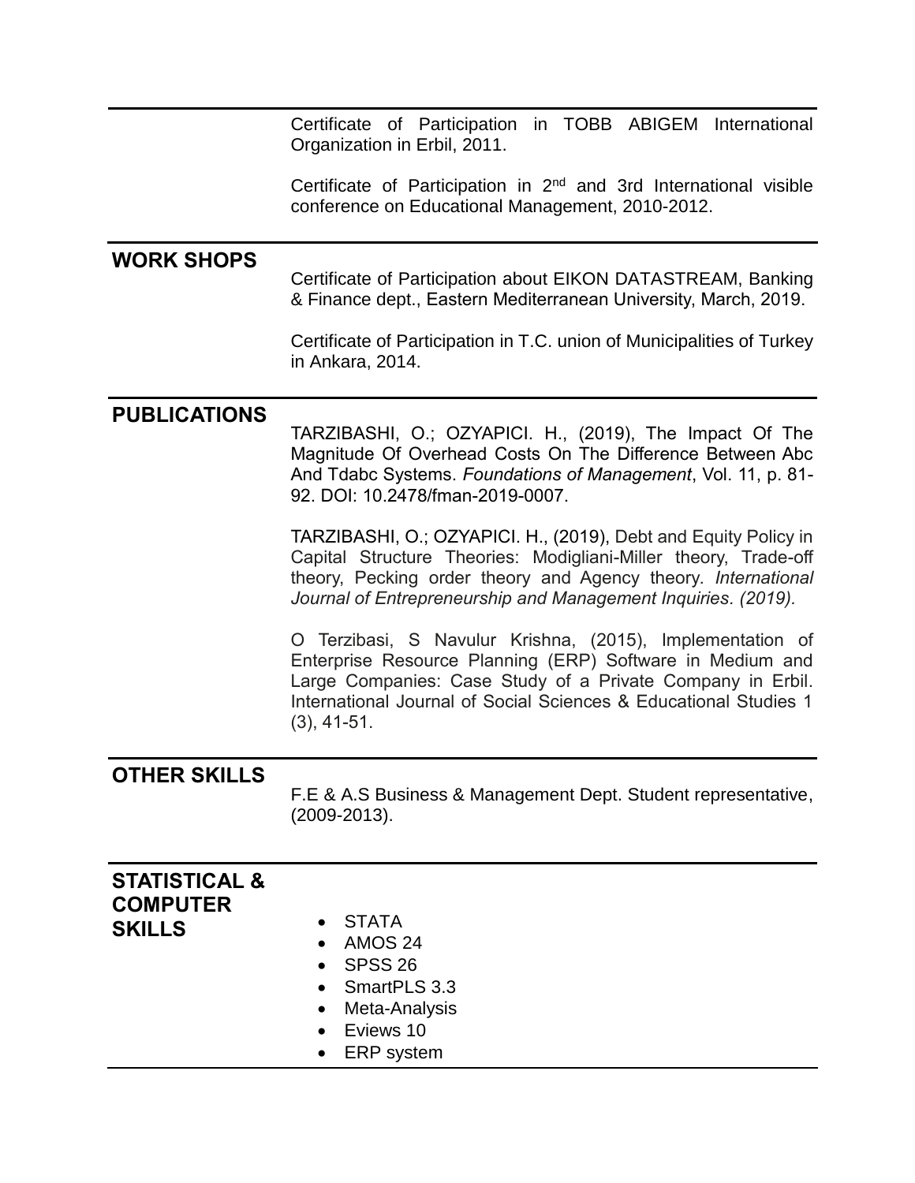Certificate of Participation in TOBB ABIGEM International Organization in Erbil, 2011.

Certificate of Participation in 2nd and 3rd International visible conference on Educational Management, 2010-2012.

## WORK SHOPS

Certificate of Participation about EIKON DATASTREAM, Banking & Finance dept., Eastern Mediterranean University, March, 2019.

Certificate of Participation in T.C. union of Municipalities of Turkey in Ankara, 2014.

## PUBLICATIONS

TARZIBASHI, O.; OZYAPICI. H., (2019), The Impact Of The Magnitude Of Overhead Costs On The Difference Between Abc And Tdabc Systems. *Foundations of Management*, Vol. 11, p. 81-92. DOI: 10.2478/fman-2019-0007.

TARZIBASHI, O.; OZYAPICI. H., (2019), Debt and Equity Policy in Capital Structure Theories: Modigliani-Miller theory, Trade-off theory, Pecking order theory and Agency theory. *International Journal of Entrepreneurship and Management Inquiries. (2019).*

O Terzibasi, S Navulur Krishna, (2015), Implementation of Enterprise Resource Planning (ERP) Software in Medium and Large Companies: Case Study of a Private Company in Erbil. International Journal of Social Sciences & Educational Studies 1 (3), 41-51.

## OTHER SKILLS

F.E & A.S Business & Management Dept. Student representative, (2009-2013).

## STATISTICAL & COMPUTER SKILLS

- STATA
- AMOS 24
- SPSS 26
- SmartPLS 3.3
- Meta-Analysis
- Eviews 10
- ERP system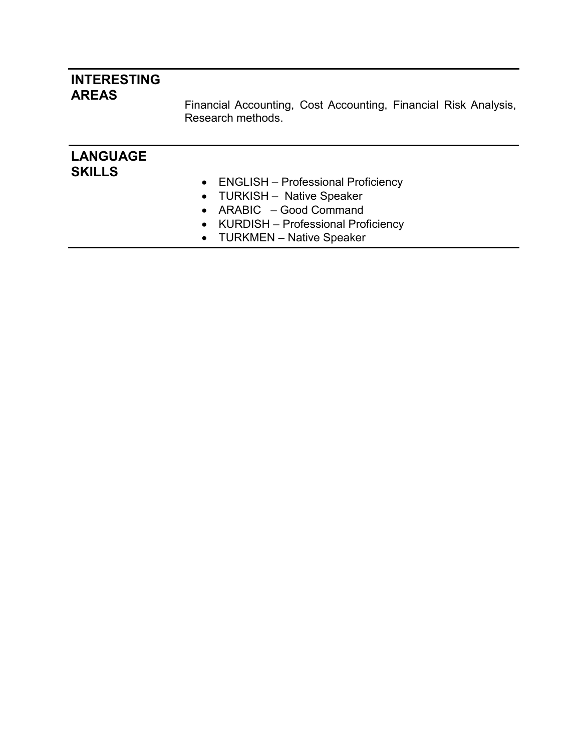## INTERESTING AREAS

Financial Accounting, Cost Accounting, Financial Risk Analysis, Research methods.

## LANGUAGE SKILLS

- ENGLISH – Professional Proficiency
- TURKISH – Native Speaker
- ARABIC – Good Command
- KURDISH – Professional Proficiency
- TURKMEN – Native Speaker